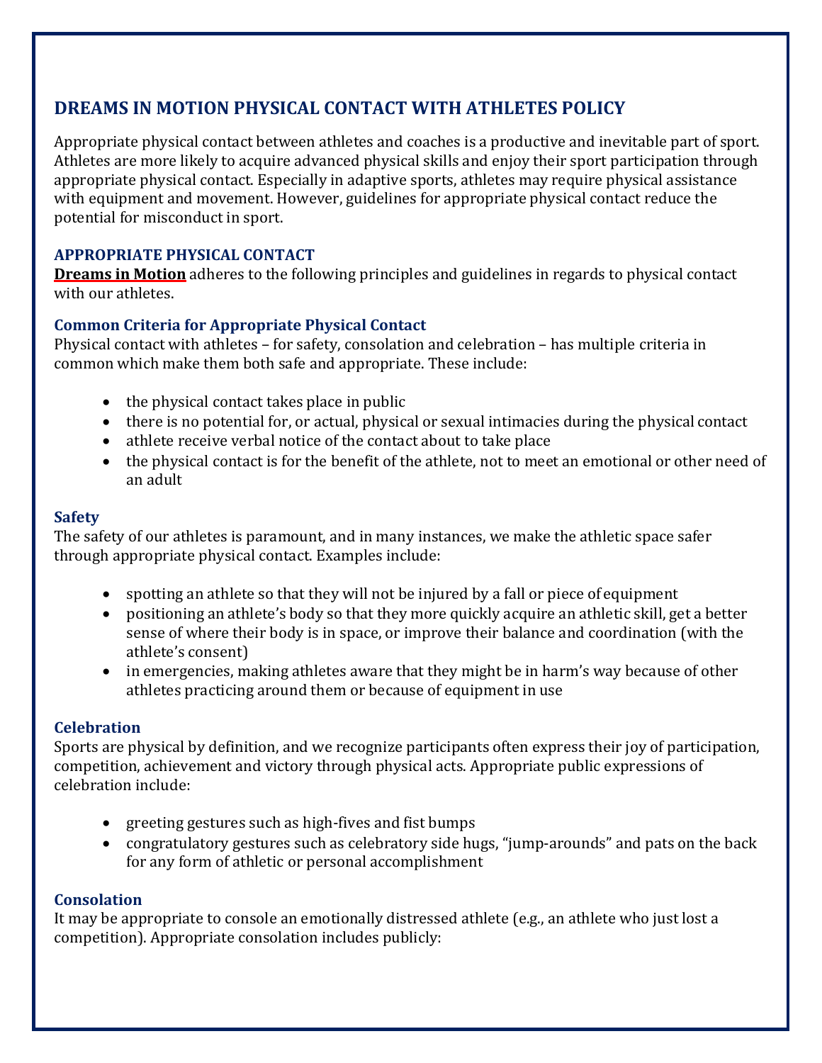## DREAMS IN MOTION PHYSICAL CONTACT WITH ATHLETES POLICY

Appropriate physical contact between athletes and coaches is a productive and inevitable part of sport. Athletes are more likely to acquire advanced physical skills and enjoy their sport participation through appropriate physical contact. Especially in adaptive sports, athletes may require physical assistance with equipment and movement. However, guidelines for appropriate physical contact reduce the potential for misconduct in sport.

### APPROPRIATE PHYSICAL CONTACT

**Dreams in Motion** adheres to the following principles and guidelines in regards to physical contact with our athletes.

#### Common Criteria for Appropriate Physical Contact

Physical contact with athletes – for safety, consolation and celebration – has multiple criteria in common which make them both safe and appropriate. These include:

- the physical contact takes place in public
- there is no potential for, or actual, physical or sexual intimacies during the physical contact
- athlete receive verbal notice of the contact about to take place
- the physical contact is for the benefit of the athlete, not to meet an emotional or other need of an adult

#### Safety

The safety of our athletes is paramount, and in many instances, we make the athletic space safer through appropriate physical contact. Examples include:

- spotting an athlete so that they will not be injured by a fall or piece of equipment
- positioning an athlete's body so that they more quickly acquire an athletic skill, get a better sense of where their body is in space, or improve their balance and coordination (with the athlete's consent)
- in emergencies, making athletes aware that they might be in harm's way because of other athletes practicing around them or because of equipment in use

#### Celebration

Sports are physical by definition, and we recognize participants often express their joy of participation, competition, achievement and victory through physical acts. Appropriate public expressions of celebration include:

- greeting gestures such as high-fives and fist bumps
- congratulatory gestures such as celebratory side hugs, "jump-arounds" and pats on the back for any form of athletic or personal accomplishment

#### Consolation

It may be appropriate to console an emotionally distressed athlete (e.g., an athlete who just lost a competition). Appropriate consolation includes publicly: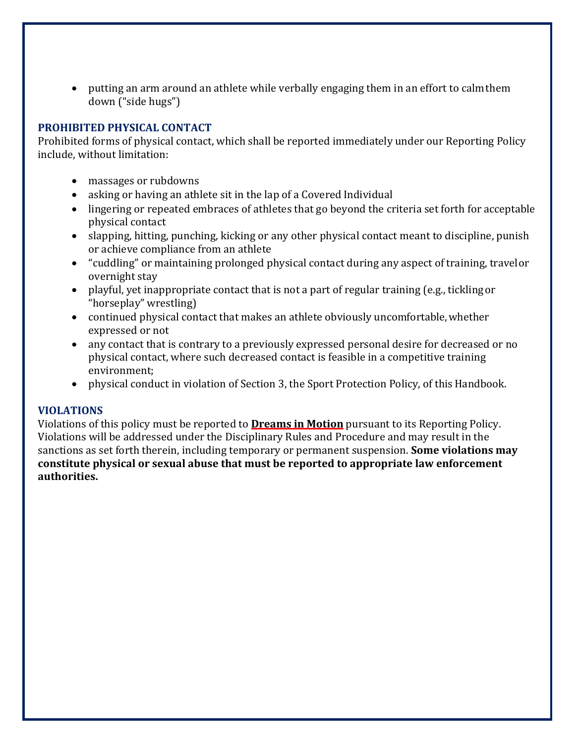- putting an arm around an athlete while verbally engaging them in an effort to calm them down ("side hugs")

### PROHIBITED PHYSICAL CONTACT

Prohibited forms of physical contact, which shall be reported immediately under our Reporting Policy include, without limitation:

- massages or rubdowns
- asking or having an athlete sit in the lap of a Covered Individual
- lingering or repeated embraces of athletes that go beyond the criteria set forth for acceptable physical contact
- slapping, hitting, punching, kicking or any other physical contact meant to discipline, punish or achieve compliance from an athlete
- "cuddling" or maintaining prolonged physical contact during any aspect of training, travel or overnight stay
- playful, yet inappropriate contact that is not a part of regular training (e.g., tickling or "horseplay" wrestling)
- continued physical contact that makes an athlete obviously uncomfortable, whether expressed or not
- any contact that is contrary to a previously expressed personal desire for decreased or no physical contact, where such decreased contact is feasible in a competitive training environment;
- physical conduct in violation of Section 3, the Sport Protection Policy, of this Handbook.

### VIOLATIONS

Violations of this policy must be reported to **Dreams in Motion** pursuant to its Reporting Policy. Violations will be addressed under the Disciplinary Rules and Procedure and may result in the sanctions as set forth therein, including temporary or permanent suspension. **Some violations may constitute physical or sexual abuse that must be reported to appropriate law enforcement authorities.**